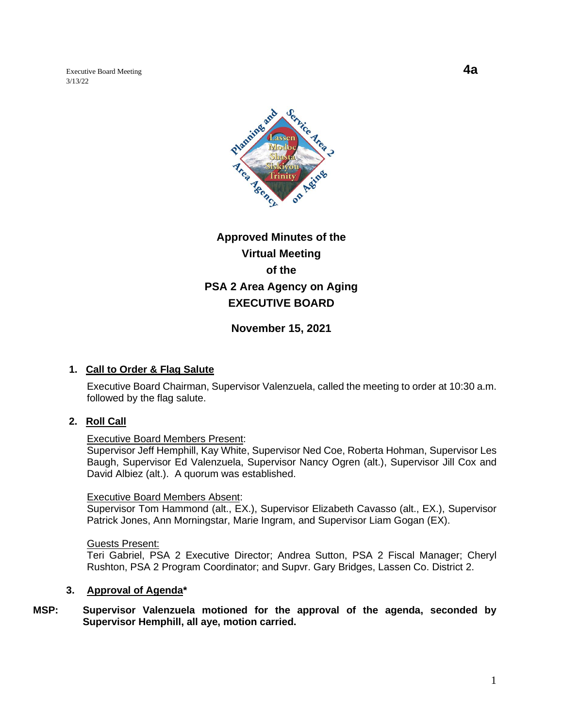Executive Board Meeting
3/13/22

**4a**

# Approved Minutes of the Virtual Meeting of the PSA 2 Area Agency on Aging EXECUTIVE BOARD

**November 15, 2021**

1. **Call to Order & Flag Salute**

   Executive Board Chairman, Supervisor Valenzuela, called the meeting to order at 10:30 a.m. followed by the flag salute.

2. **Roll Call**

   Executive Board Members Present:
   Supervisor Jeff Hemphill, Kay White, Supervisor Ned Coe, Roberta Hohman, Supervisor Les Baugh, Supervisor Ed Valenzuela, Supervisor Nancy Ogren (alt.), Supervisor Jill Cox and David Albiez (alt.). A quorum was established.

   Executive Board Members Absent:
   Supervisor Tom Hammond (alt., EX.), Supervisor Elizabeth Cavasso (alt., EX.), Supervisor Patrick Jones, Ann Morningstar, Marie Ingram, and Supervisor Liam Gogan (EX).

   Guests Present:
   Teri Gabriel, PSA 2 Executive Director; Andrea Sutton, PSA 2 Fiscal Manager; Cheryl Rushton, PSA 2 Program Coordinator; and Supvr. Gary Bridges, Lassen Co. District 2.

3. **Approval of Agenda***

**MSP: Supervisor Valenzuela motioned for the approval of the agenda, seconded by Supervisor Hemphill, all aye, motion carried.**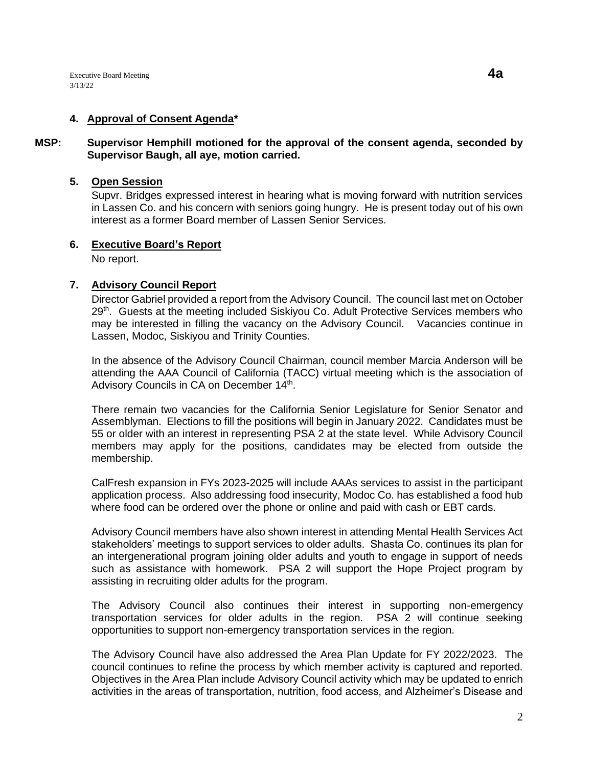### 4. **Approval of Consent Agenda***

**MSP: Supervisor Hemphill motioned for the approval of the consent agenda, seconded by Supervisor Baugh, all aye, motion carried.**

### 5. **Open Session**

Supvr. Bridges expressed interest in hearing what is moving forward with nutrition services in Lassen Co. and his concern with seniors going hungry. He is present today out of his own interest as a former Board member of Lassen Senior Services.

### 6. **Executive Board's Report**

No report.

### 7. **Advisory Council Report**

Director Gabriel provided a report from the Advisory Council. The council last met on October 29th. Guests at the meeting included Siskiyou Co. Adult Protective Services members who may be interested in filling the vacancy on the Advisory Council. Vacancies continue in Lassen, Modoc, Siskiyou and Trinity Counties.

In the absence of the Advisory Council Chairman, council member Marcia Anderson will be attending the AAA Council of California (TACC) virtual meeting which is the association of Advisory Councils in CA on December 14th.

There remain two vacancies for the California Senior Legislature for Senior Senator and Assemblyman. Elections to fill the positions will begin in January 2022. Candidates must be 55 or older with an interest in representing PSA 2 at the state level. While Advisory Council members may apply for the positions, candidates may be elected from outside the membership.

CalFresh expansion in FYs 2023-2025 will include AAAs services to assist in the participant application process. Also addressing food insecurity, Modoc Co. has established a food hub where food can be ordered over the phone or online and paid with cash or EBT cards.

Advisory Council members have also shown interest in attending Mental Health Services Act stakeholders' meetings to support services to older adults. Shasta Co. continues its plan for an intergenerational program joining older adults and youth to engage in support of needs such as assistance with homework. PSA 2 will support the Hope Project program by assisting in recruiting older adults for the program.

The Advisory Council also continues their interest in supporting non-emergency transportation services for older adults in the region. PSA 2 will continue seeking opportunities to support non-emergency transportation services in the region.

The Advisory Council have also addressed the Area Plan Update for FY 2022/2023. The council continues to refine the process by which member activity is captured and reported. Objectives in the Area Plan include Advisory Council activity which may be updated to enrich activities in the areas of transportation, nutrition, food access, and Alzheimer's Disease and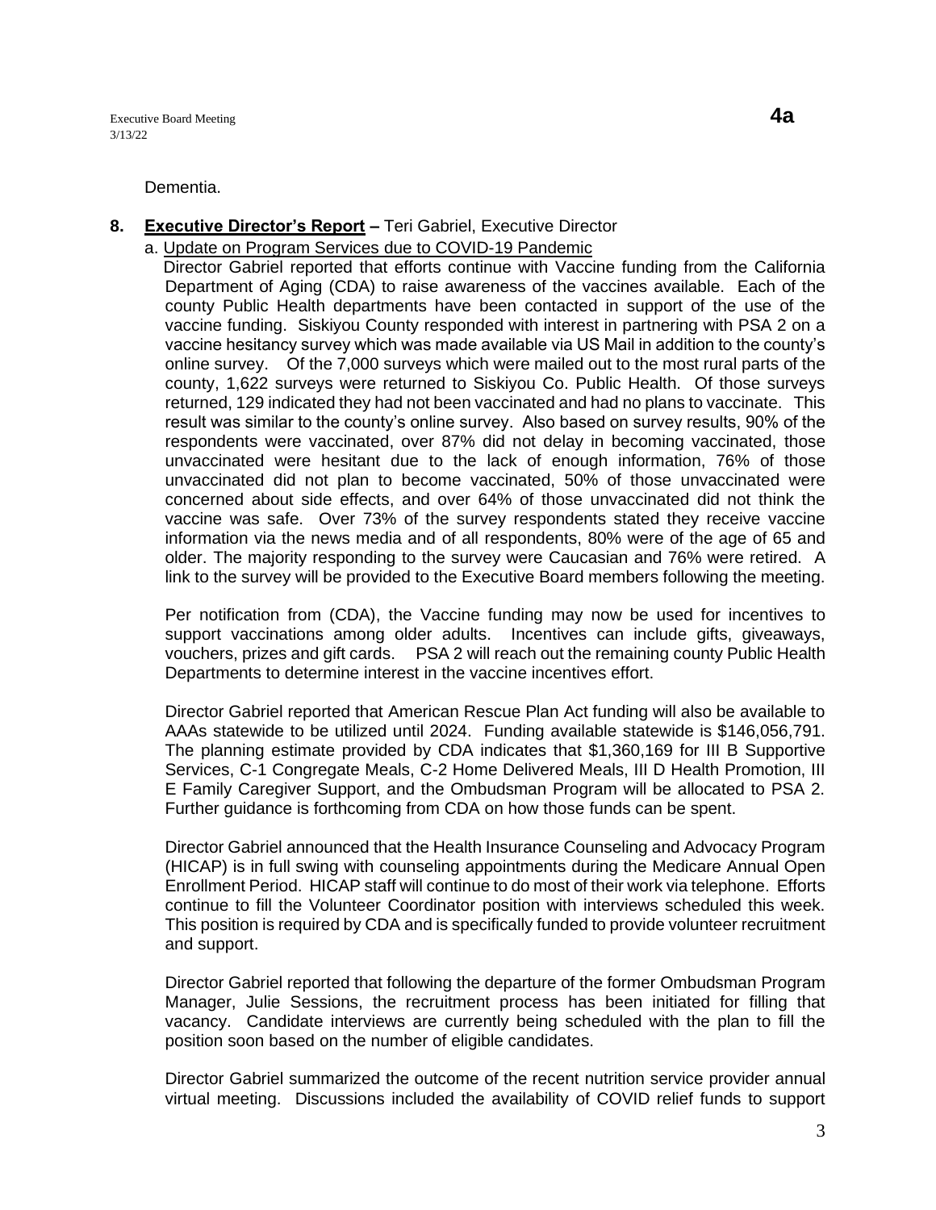Dementia.

**8. Executive Director's Report –** Teri Gabriel, Executive Director

a. Update on Program Services due to COVID-19 Pandemic

Director Gabriel reported that efforts continue with Vaccine funding from the California Department of Aging (CDA) to raise awareness of the vaccines available. Each of the county Public Health departments have been contacted in support of the use of the vaccine funding. Siskiyou County responded with interest in partnering with PSA 2 on a vaccine hesitancy survey which was made available via US Mail in addition to the county's online survey. Of the 7,000 surveys which were mailed out to the most rural parts of the county, 1,622 surveys were returned to Siskiyou Co. Public Health. Of those surveys returned, 129 indicated they had not been vaccinated and had no plans to vaccinate. This result was similar to the county's online survey. Also based on survey results, 90% of the respondents were vaccinated, over 87% did not delay in becoming vaccinated, those unvaccinated were hesitant due to the lack of enough information, 76% of those unvaccinated did not plan to become vaccinated, 50% of those unvaccinated were concerned about side effects, and over 64% of those unvaccinated did not think the vaccine was safe. Over 73% of the survey respondents stated they receive vaccine information via the news media and of all respondents, 80% were of the age of 65 and older. The majority responding to the survey were Caucasian and 76% were retired. A link to the survey will be provided to the Executive Board members following the meeting.

Per notification from (CDA), the Vaccine funding may now be used for incentives to support vaccinations among older adults. Incentives can include gifts, giveaways, vouchers, prizes and gift cards. PSA 2 will reach out the remaining county Public Health Departments to determine interest in the vaccine incentives effort.

Director Gabriel reported that American Rescue Plan Act funding will also be available to AAAs statewide to be utilized until 2024. Funding available statewide is $146,056,791. The planning estimate provided by CDA indicates that $1,360,169 for III B Supportive Services, C-1 Congregate Meals, C-2 Home Delivered Meals, III D Health Promotion, III E Family Caregiver Support, and the Ombudsman Program will be allocated to PSA 2. Further guidance is forthcoming from CDA on how those funds can be spent.

Director Gabriel announced that the Health Insurance Counseling and Advocacy Program (HICAP) is in full swing with counseling appointments during the Medicare Annual Open Enrollment Period. HICAP staff will continue to do most of their work via telephone. Efforts continue to fill the Volunteer Coordinator position with interviews scheduled this week. This position is required by CDA and is specifically funded to provide volunteer recruitment and support.

Director Gabriel reported that following the departure of the former Ombudsman Program Manager, Julie Sessions, the recruitment process has been initiated for filling that vacancy. Candidate interviews are currently being scheduled with the plan to fill the position soon based on the number of eligible candidates.

Director Gabriel summarized the outcome of the recent nutrition service provider annual virtual meeting. Discussions included the availability of COVID relief funds to support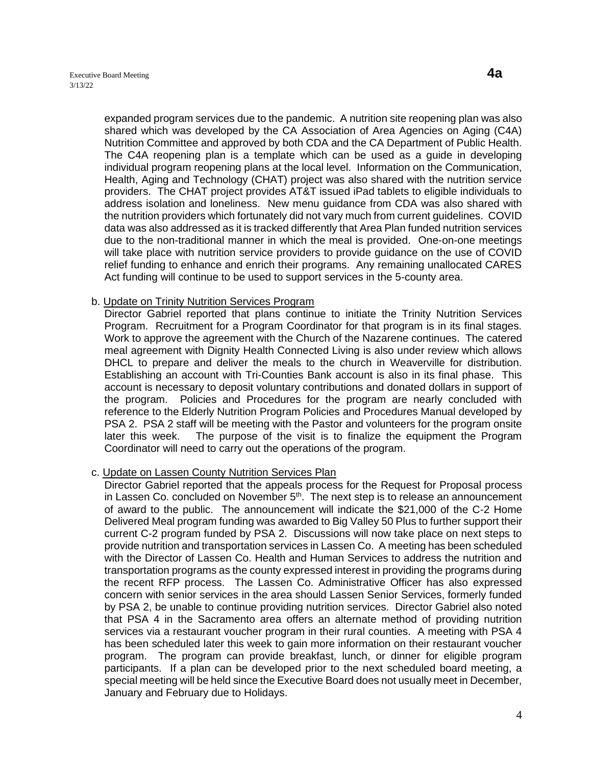expanded program services due to the pandemic. A nutrition site reopening plan was also shared which was developed by the CA Association of Area Agencies on Aging (C4A) Nutrition Committee and approved by both CDA and the CA Department of Public Health. The C4A reopening plan is a template which can be used as a guide in developing individual program reopening plans at the local level. Information on the Communication, Health, Aging and Technology (CHAT) project was also shared with the nutrition service providers. The CHAT project provides AT&T issued iPad tablets to eligible individuals to address isolation and loneliness. New menu guidance from CDA was also shared with the nutrition providers which fortunately did not vary much from current guidelines. COVID data was also addressed as it is tracked differently that Area Plan funded nutrition services due to the non-traditional manner in which the meal is provided. One-on-one meetings will take place with nutrition service providers to provide guidance on the use of COVID relief funding to enhance and enrich their programs. Any remaining unallocated CARES Act funding will continue to be used to support services in the 5-county area.

b. Update on Trinity Nutrition Services Program

Director Gabriel reported that plans continue to initiate the Trinity Nutrition Services Program. Recruitment for a Program Coordinator for that program is in its final stages. Work to approve the agreement with the Church of the Nazarene continues. The catered meal agreement with Dignity Health Connected Living is also under review which allows DHCL to prepare and deliver the meals to the church in Weaverville for distribution. Establishing an account with Tri-Counties Bank account is also in its final phase. This account is necessary to deposit voluntary contributions and donated dollars in support of the program. Policies and Procedures for the program are nearly concluded with reference to the Elderly Nutrition Program Policies and Procedures Manual developed by PSA 2. PSA 2 staff will be meeting with the Pastor and volunteers for the program onsite later this week. The purpose of the visit is to finalize the equipment the Program Coordinator will need to carry out the operations of the program.

c. Update on Lassen County Nutrition Services Plan

Director Gabriel reported that the appeals process for the Request for Proposal process in Lassen Co. concluded on November 5th. The next step is to release an announcement of award to the public. The announcement will indicate the $21,000 of the C-2 Home Delivered Meal program funding was awarded to Big Valley 50 Plus to further support their current C-2 program funded by PSA 2. Discussions will now take place on next steps to provide nutrition and transportation services in Lassen Co. A meeting has been scheduled with the Director of Lassen Co. Health and Human Services to address the nutrition and transportation programs as the county expressed interest in providing the programs during the recent RFP process. The Lassen Co. Administrative Officer has also expressed concern with senior services in the area should Lassen Senior Services, formerly funded by PSA 2, be unable to continue providing nutrition services. Director Gabriel also noted that PSA 4 in the Sacramento area offers an alternate method of providing nutrition services via a restaurant voucher program in their rural counties. A meeting with PSA 4 has been scheduled later this week to gain more information on their restaurant voucher program. The program can provide breakfast, lunch, or dinner for eligible program participants. If a plan can be developed prior to the next scheduled board meeting, a special meeting will be held since the Executive Board does not usually meet in December, January and February due to Holidays.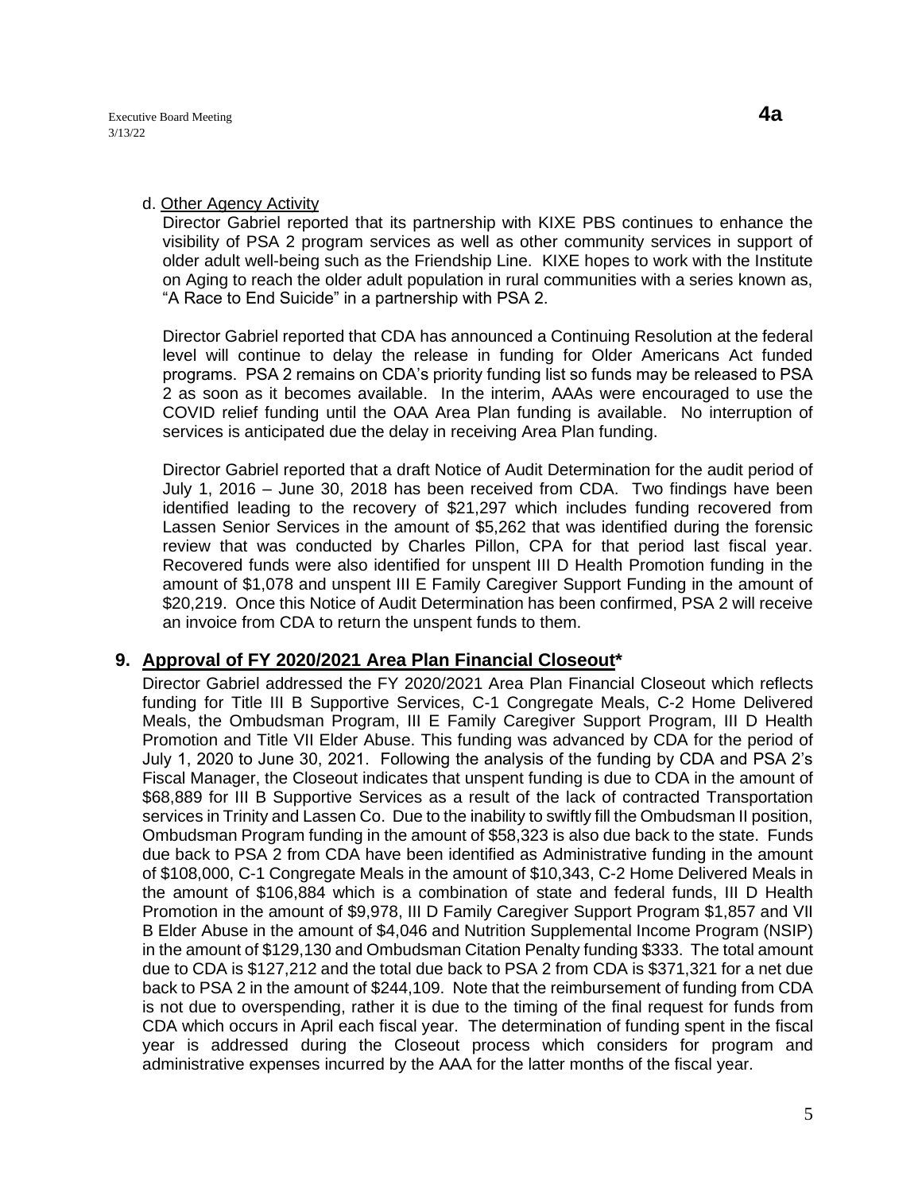d. <u>Other Agency Activity</u>

Director Gabriel reported that its partnership with KIXE PBS continues to enhance the visibility of PSA 2 program services as well as other community services in support of older adult well-being such as the Friendship Line. KIXE hopes to work with the Institute on Aging to reach the older adult population in rural communities with a series known as, "A Race to End Suicide" in a partnership with PSA 2.

Director Gabriel reported that CDA has announced a Continuing Resolution at the federal level will continue to delay the release in funding for Older Americans Act funded programs. PSA 2 remains on CDA's priority funding list so funds may be released to PSA 2 as soon as it becomes available. In the interim, AAAs were encouraged to use the COVID relief funding until the OAA Area Plan funding is available. No interruption of services is anticipated due the delay in receiving Area Plan funding.

Director Gabriel reported that a draft Notice of Audit Determination for the audit period of July 1, 2016 – June 30, 2018 has been received from CDA. Two findings have been identified leading to the recovery of $21,297 which includes funding recovered from Lassen Senior Services in the amount of $5,262 that was identified during the forensic review that was conducted by Charles Pillon, CPA for that period last fiscal year. Recovered funds were also identified for unspent III D Health Promotion funding in the amount of $1,078 and unspent III E Family Caregiver Support Funding in the amount of $20,219. Once this Notice of Audit Determination has been confirmed, PSA 2 will receive an invoice from CDA to return the unspent funds to them.

## 9. Approval of FY 2020/2021 Area Plan Financial Closeout*

Director Gabriel addressed the FY 2020/2021 Area Plan Financial Closeout which reflects funding for Title III B Supportive Services, C-1 Congregate Meals, C-2 Home Delivered Meals, the Ombudsman Program, III E Family Caregiver Support Program, III D Health Promotion and Title VII Elder Abuse. This funding was advanced by CDA for the period of July 1, 2020 to June 30, 2021. Following the analysis of the funding by CDA and PSA 2's Fiscal Manager, the Closeout indicates that unspent funding is due to CDA in the amount of $68,889 for III B Supportive Services as a result of the lack of contracted Transportation services in Trinity and Lassen Co. Due to the inability to swiftly fill the Ombudsman II position, Ombudsman Program funding in the amount of $58,323 is also due back to the state. Funds due back to PSA 2 from CDA have been identified as Administrative funding in the amount of $108,000, C-1 Congregate Meals in the amount of $10,343, C-2 Home Delivered Meals in the amount of $106,884 which is a combination of state and federal funds, III D Health Promotion in the amount of $9,978, III D Family Caregiver Support Program $1,857 and VII B Elder Abuse in the amount of $4,046 and Nutrition Supplemental Income Program (NSIP) in the amount of $129,130 and Ombudsman Citation Penalty funding $333. The total amount due to CDA is $127,212 and the total due back to PSA 2 from CDA is $371,321 for a net due back to PSA 2 in the amount of $244,109. Note that the reimbursement of funding from CDA is not due to overspending, rather it is due to the timing of the final request for funds from CDA which occurs in April each fiscal year. The determination of funding spent in the fiscal year is addressed during the Closeout process which considers for program and administrative expenses incurred by the AAA for the latter months of the fiscal year.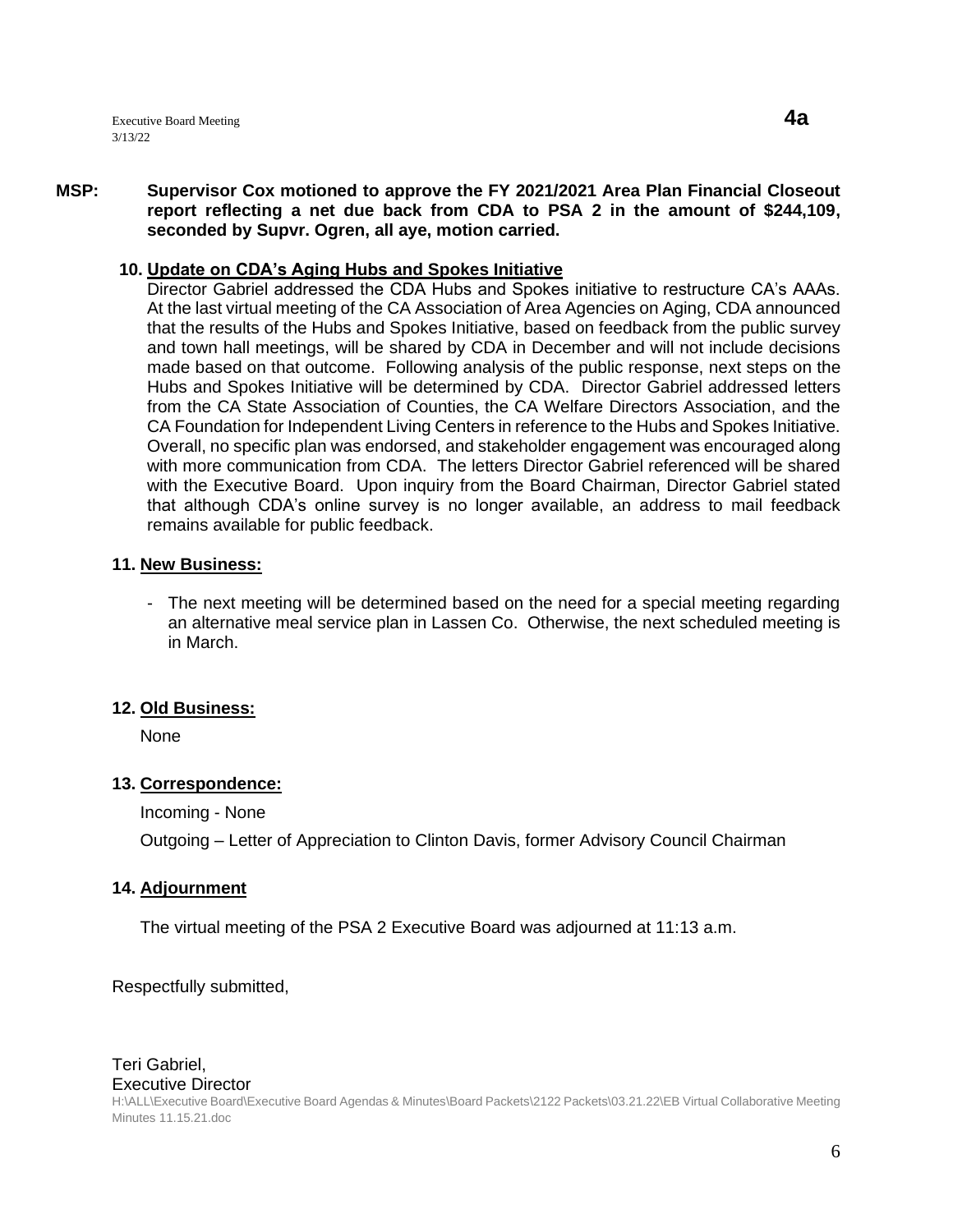**MSP: Supervisor Cox motioned to approve the FY 2021/2021 Area Plan Financial Closeout report reflecting a net due back from CDA to PSA 2 in the amount of $244,109, seconded by Supvr. Ogren, all aye, motion carried.**

**10. Update on CDA's Aging Hubs and Spokes Initiative**

Director Gabriel addressed the CDA Hubs and Spokes initiative to restructure CA's AAAs. At the last virtual meeting of the CA Association of Area Agencies on Aging, CDA announced that the results of the Hubs and Spokes Initiative, based on feedback from the public survey and town hall meetings, will be shared by CDA in December and will not include decisions made based on that outcome. Following analysis of the public response, next steps on the Hubs and Spokes Initiative will be determined by CDA. Director Gabriel addressed letters from the CA State Association of Counties, the CA Welfare Directors Association, and the CA Foundation for Independent Living Centers in reference to the Hubs and Spokes Initiative. Overall, no specific plan was endorsed, and stakeholder engagement was encouraged along with more communication from CDA. The letters Director Gabriel referenced will be shared with the Executive Board. Upon inquiry from the Board Chairman, Director Gabriel stated that although CDA's online survey is no longer available, an address to mail feedback remains available for public feedback.

**11. New Business:**

- The next meeting will be determined based on the need for a special meeting regarding an alternative meal service plan in Lassen Co. Otherwise, the next scheduled meeting is in March.

**12. Old Business:**

None

**13. Correspondence:**

Incoming - None

Outgoing – Letter of Appreciation to Clinton Davis, former Advisory Council Chairman

**14. Adjournment**

The virtual meeting of the PSA 2 Executive Board was adjourned at 11:13 a.m.

Respectfully submitted,

Teri Gabriel,
Executive Director

H:\ALL\Executive Board\Executive Board Agendas & Minutes\Board Packets\2122 Packets\03.21.22\EB Virtual Collaborative Meeting Minutes 11.15.21.doc